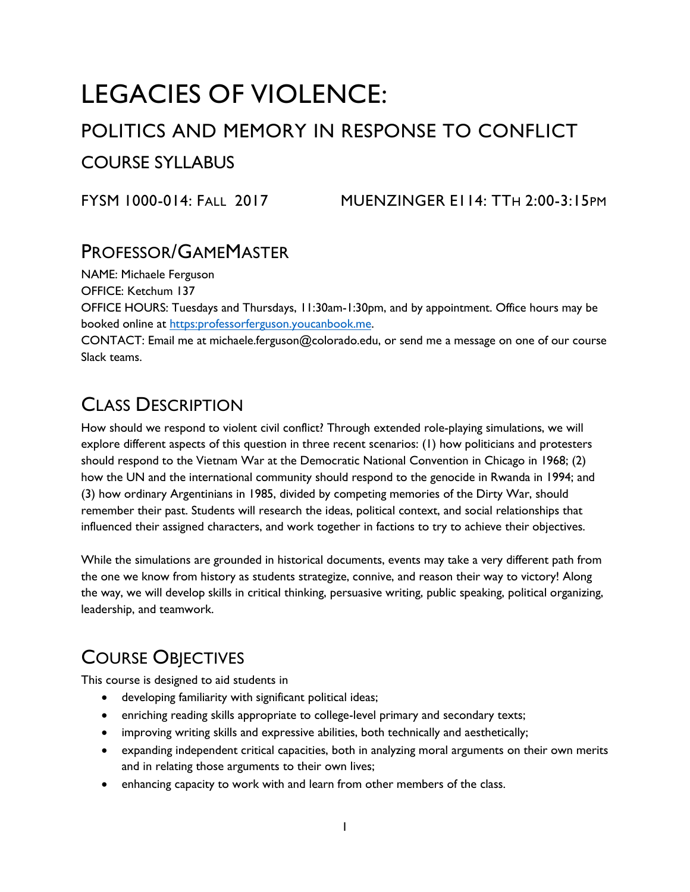# LEGACIES OF VIOLENCE:

## POLITICS AND MEMORY IN RESPONSE TO CONFLICT

### COURSE SYLLABUS

FYSM 1000-014: FALL 2017 MUENZINGER E114: TTH 2:00-3:15PM

## PROFESSOR/GAMEMASTER

NAME: Michaele Ferguson
OFFICE: Ketchum 137
OFFICE HOURS: Tuesdays and Thursdays, 11:30am-1:30pm, and by appointment. Office hours may be booked online at https:professorferguson.youcanbook.me.
CONTACT: Email me at michaele.ferguson@colorado.edu, or send me a message on one of our course Slack teams.

## CLASS DESCRIPTION

How should we respond to violent civil conflict? Through extended role-playing simulations, we will explore different aspects of this question in three recent scenarios: (1) how politicians and protesters should respond to the Vietnam War at the Democratic National Convention in Chicago in 1968; (2) how the UN and the international community should respond to the genocide in Rwanda in 1994; and (3) how ordinary Argentinians in 1985, divided by competing memories of the Dirty War, should remember their past. Students will research the ideas, political context, and social relationships that influenced their assigned characters, and work together in factions to try to achieve their objectives.

While the simulations are grounded in historical documents, events may take a very different path from the one we know from history as students strategize, connive, and reason their way to victory! Along the way, we will develop skills in critical thinking, persuasive writing, public speaking, political organizing, leadership, and teamwork.

## COURSE OBJECTIVES

This course is designed to aid students in

- developing familiarity with significant political ideas;
- enriching reading skills appropriate to college-level primary and secondary texts;
- improving writing skills and expressive abilities, both technically and aesthetically;
- expanding independent critical capacities, both in analyzing moral arguments on their own merits and in relating those arguments to their own lives;
- enhancing capacity to work with and learn from other members of the class.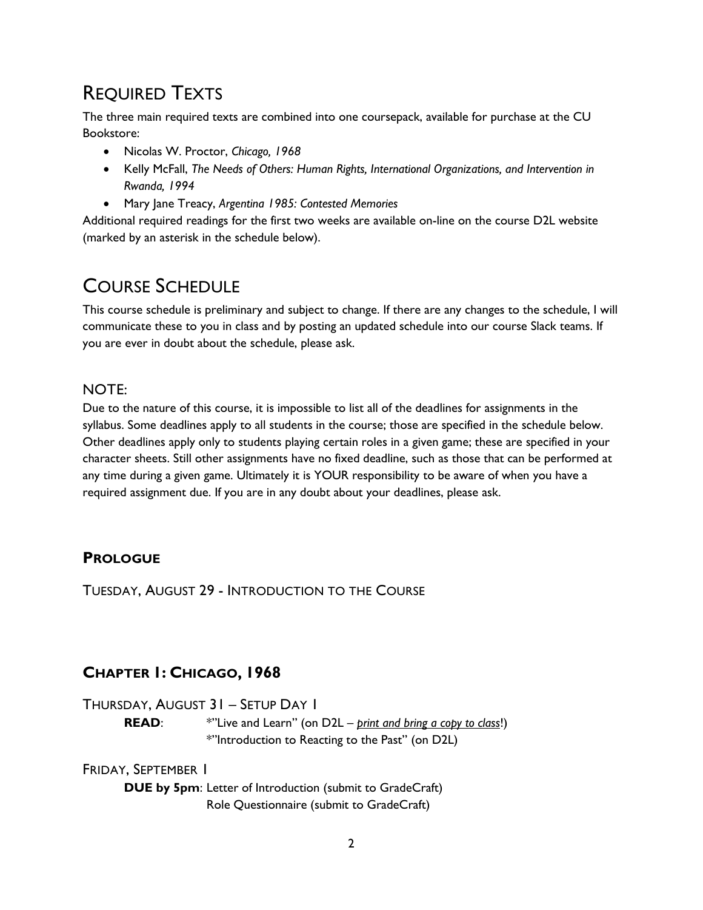# REQUIRED TEXTS

The three main required texts are combined into one coursepack, available for purchase at the CU Bookstore:

- Nicolas W. Proctor, *Chicago, 1968*
- Kelly McFall, *The Needs of Others: Human Rights, International Organizations, and Intervention in Rwanda, 1994*
- Mary Jane Treacy, *Argentina 1985: Contested Memories*

Additional required readings for the first two weeks are available on-line on the course D2L website (marked by an asterisk in the schedule below).

# COURSE SCHEDULE

This course schedule is preliminary and subject to change. If there are any changes to the schedule, I will communicate these to you in class and by posting an updated schedule into our course Slack teams. If you are ever in doubt about the schedule, please ask.

## NOTE:

Due to the nature of this course, it is impossible to list all of the deadlines for assignments in the syllabus. Some deadlines apply to all students in the course; those are specified in the schedule below. Other deadlines apply only to students playing certain roles in a given game; these are specified in your character sheets. Still other assignments have no fixed deadline, such as those that can be performed at any time during a given game. Ultimately it is YOUR responsibility to be aware of when you have a required assignment due. If you are in any doubt about your deadlines, please ask.

### PROLOGUE

TUESDAY, AUGUST 29 - INTRODUCTION TO THE COURSE

### CHAPTER 1: CHICAGO, 1968

THURSDAY, AUGUST 31 – SETUP DAY 1

**READ**: *"Live and Learn" (on D2L – <u>*print and bring a copy to class*</u>!)
*"Introduction to Reacting to the Past" (on D2L)

FRIDAY, SEPTEMBER 1

**DUE by 5pm**: Letter of Introduction (submit to GradeCraft)
Role Questionnaire (submit to GradeCraft)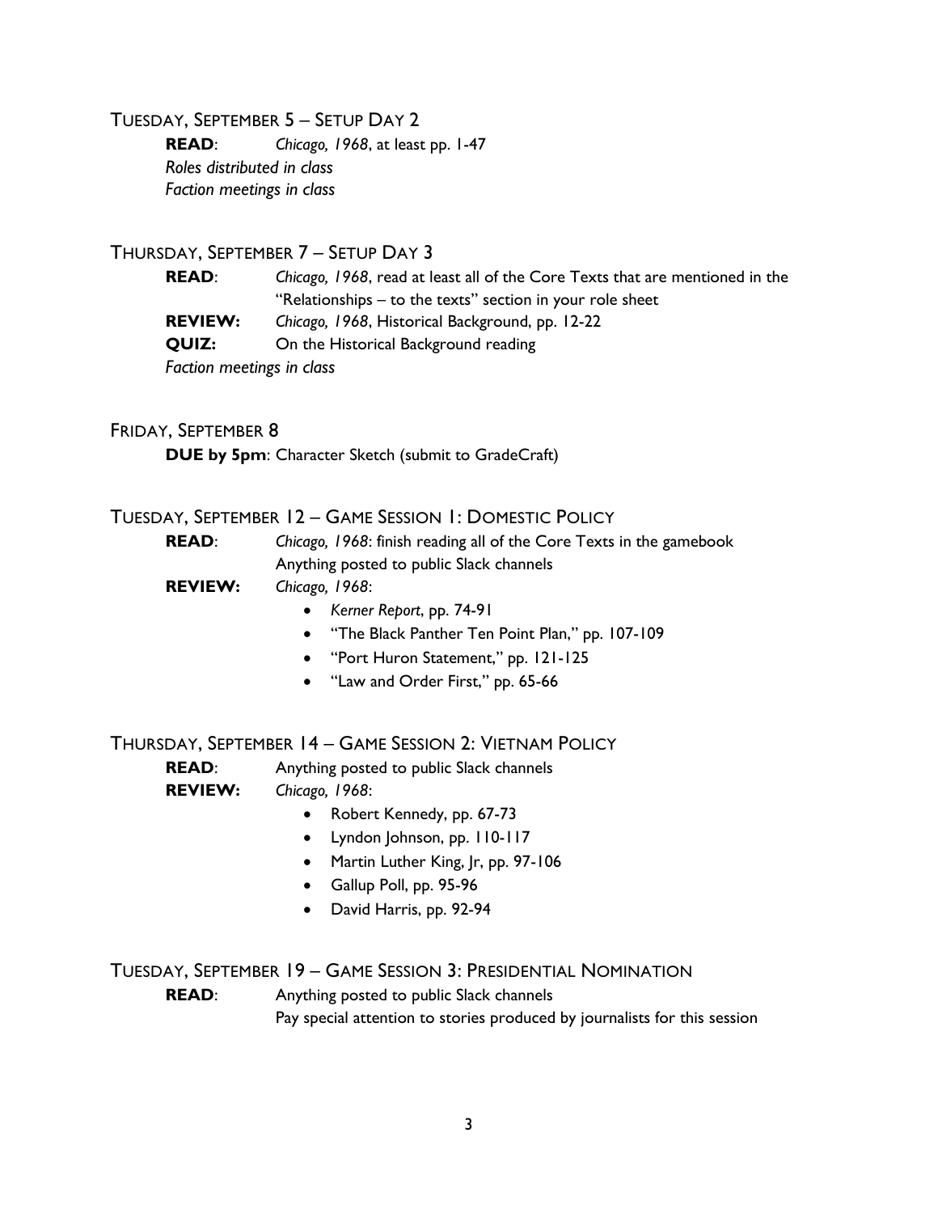### Tuesday, September 5 – Setup Day 2

**READ**: *Chicago, 1968*, at least pp. 1-47
*Roles distributed in class*
*Faction meetings in class*

### Thursday, September 7 – Setup Day 3

**READ**: *Chicago, 1968*, read at least all of the Core Texts that are mentioned in the "Relationships – to the texts" section in your role sheet
**REVIEW:** *Chicago, 1968*, Historical Background, pp. 12-22
**QUIZ:** On the Historical Background reading
*Faction meetings in class*

### Friday, September 8

**DUE by 5pm**: Character Sketch (submit to GradeCraft)

### Tuesday, September 12 – Game Session 1: Domestic Policy

**READ**: *Chicago, 1968*: finish reading all of the Core Texts in the gamebook
Anything posted to public Slack channels
**REVIEW:** *Chicago, 1968*:

- *Kerner Report*, pp. 74-91
- "The Black Panther Ten Point Plan," pp. 107-109
- "Port Huron Statement," pp. 121-125
- "Law and Order First," pp. 65-66

### Thursday, September 14 – Game Session 2: Vietnam Policy

**READ**: Anything posted to public Slack channels
**REVIEW:** *Chicago, 1968*:

- Robert Kennedy, pp. 67-73
- Lyndon Johnson, pp. 110-117
- Martin Luther King, Jr, pp. 97-106
- Gallup Poll, pp. 95-96
- David Harris, pp. 92-94

### Tuesday, September 19 – Game Session 3: Presidential Nomination

**READ**: Anything posted to public Slack channels
Pay special attention to stories produced by journalists for this session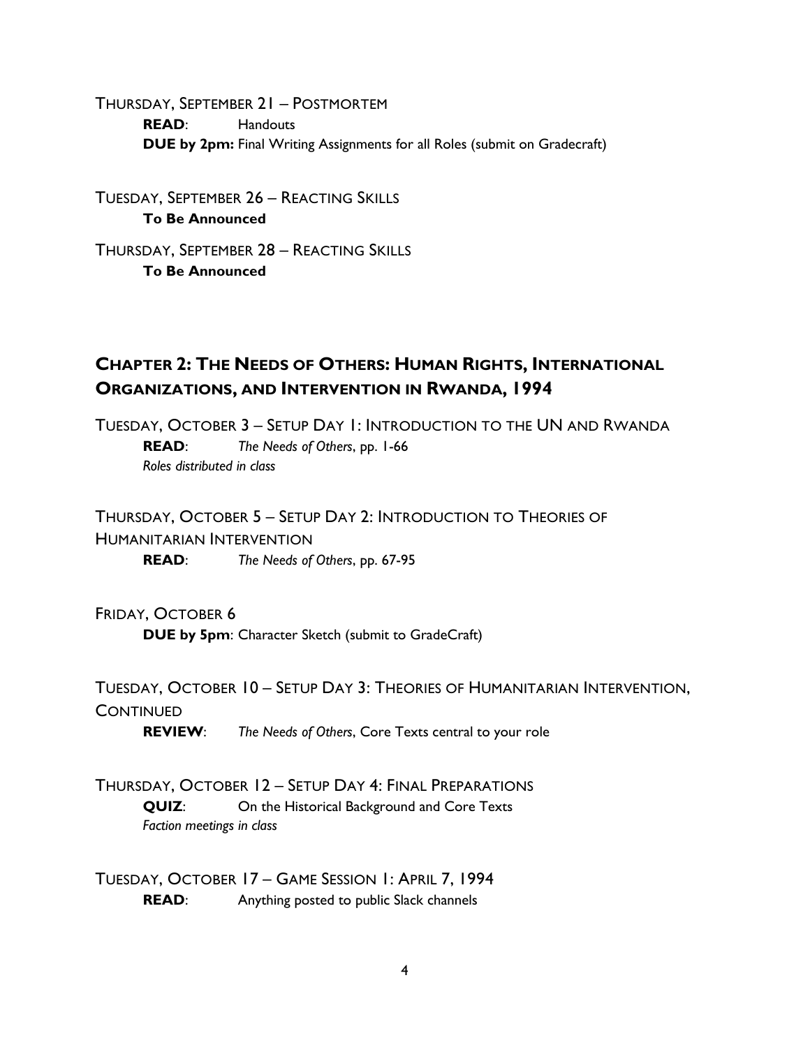THURSDAY, SEPTEMBER 21 – POSTMORTEM

**READ**: Handouts

**DUE by 2pm:** Final Writing Assignments for all Roles (submit on Gradecraft)

TUESDAY, SEPTEMBER 26 – REACTING SKILLS

**To Be Announced**

THURSDAY, SEPTEMBER 28 – REACTING SKILLS

**To Be Announced**

## CHAPTER 2: THE NEEDS OF OTHERS: HUMAN RIGHTS, INTERNATIONAL ORGANIZATIONS, AND INTERVENTION IN RWANDA, 1994

TUESDAY, OCTOBER 3 – SETUP DAY 1: INTRODUCTION TO THE UN AND RWANDA

**READ**: *The Needs of Others*, pp. 1-66

*Roles distributed in class*

THURSDAY, OCTOBER 5 – SETUP DAY 2: INTRODUCTION TO THEORIES OF HUMANITARIAN INTERVENTION

**READ**: *The Needs of Others*, pp. 67-95

FRIDAY, OCTOBER 6

**DUE by 5pm**: Character Sketch (submit to GradeCraft)

TUESDAY, OCTOBER 10 – SETUP DAY 3: THEORIES OF HUMANITARIAN INTERVENTION, CONTINUED

**REVIEW**: *The Needs of Others*, Core Texts central to your role

THURSDAY, OCTOBER 12 – SETUP DAY 4: FINAL PREPARATIONS

**QUIZ**: On the Historical Background and Core Texts

*Faction meetings in class*

TUESDAY, OCTOBER 17 – GAME SESSION 1: APRIL 7, 1994

**READ**: Anything posted to public Slack channels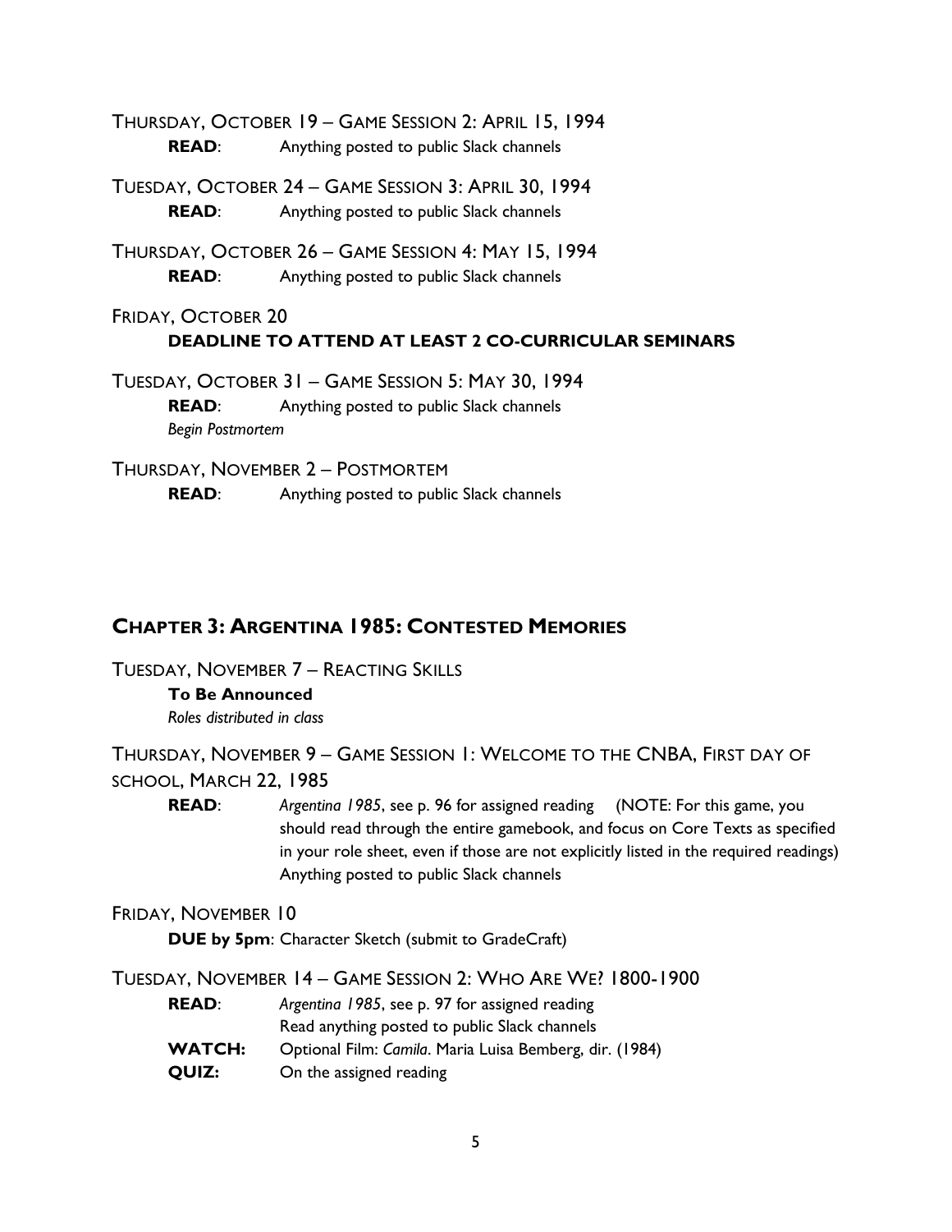THURSDAY, OCTOBER 19 – GAME SESSION 2: APRIL 15, 1994

**READ**: Anything posted to public Slack channels

TUESDAY, OCTOBER 24 – GAME SESSION 3: APRIL 30, 1994

**READ**: Anything posted to public Slack channels

THURSDAY, OCTOBER 26 – GAME SESSION 4: MAY 15, 1994

**READ**: Anything posted to public Slack channels

FRIDAY, OCTOBER 20

**DEADLINE TO ATTEND AT LEAST 2 CO-CURRICULAR SEMINARS**

TUESDAY, OCTOBER 31 – GAME SESSION 5: MAY 30, 1994

**READ**: Anything posted to public Slack channels

*Begin Postmortem*

THURSDAY, NOVEMBER 2 – POSTMORTEM

**READ**: Anything posted to public Slack channels

## CHAPTER 3: ARGENTINA 1985: CONTESTED MEMORIES

TUESDAY, NOVEMBER 7 – REACTING SKILLS

**To Be Announced**

*Roles distributed in class*

THURSDAY, NOVEMBER 9 – GAME SESSION 1: WELCOME TO THE CNBA, FIRST DAY OF SCHOOL, MARCH 22, 1985

**READ**: *Argentina 1985*, see p. 96 for assigned reading (NOTE: For this game, you should read through the entire gamebook, and focus on Core Texts as specified in your role sheet, even if those are not explicitly listed in the required readings)
Anything posted to public Slack channels

FRIDAY, NOVEMBER 10

**DUE by 5pm**: Character Sketch (submit to GradeCraft)

TUESDAY, NOVEMBER 14 – GAME SESSION 2: WHO ARE WE? 1800-1900

**READ**: *Argentina 1985*, see p. 97 for assigned reading
Read anything posted to public Slack channels

**WATCH:** Optional Film: *Camila*. Maria Luisa Bemberg, dir. (1984)

**QUIZ:** On the assigned reading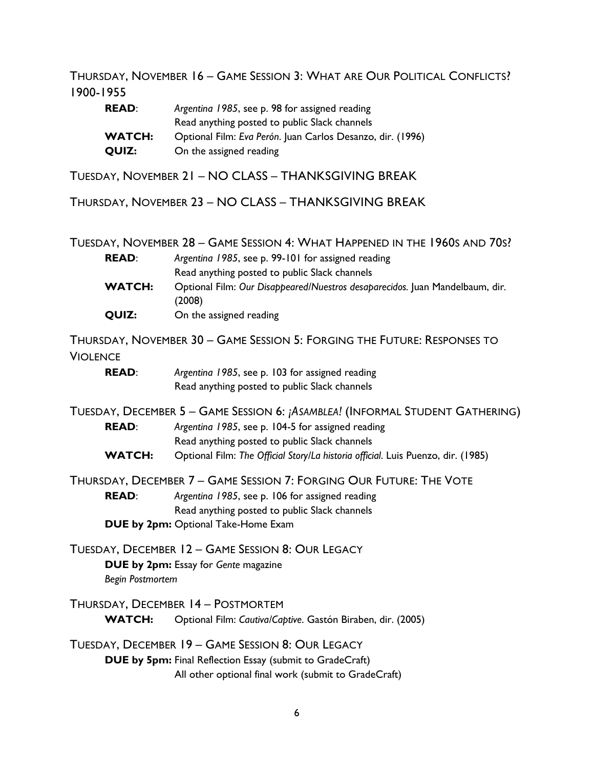### Thursday, November 16 – Game Session 3: What are Our Political Conflicts? 1900-1955

**READ**: *Argentina 1985*, see p. 98 for assigned reading
Read anything posted to public Slack channels

**WATCH:** Optional Film: *Eva Perón*. Juan Carlos Desanzo, dir. (1996)

**QUIZ:** On the assigned reading

### Tuesday, November 21 – NO CLASS – THANKSGIVING BREAK

### Thursday, November 23 – NO CLASS – THANKSGIVING BREAK

### Tuesday, November 28 – Game Session 4: What Happened in the 1960s and 70s?

**READ**: *Argentina 1985*, see p. 99-101 for assigned reading
Read anything posted to public Slack channels

**WATCH:** Optional Film: *Our Disappeared/Nuestros desaparecidos.* Juan Mandelbaum, dir. (2008)

**QUIZ:** On the assigned reading

### Thursday, November 30 – Game Session 5: Forging the Future: Responses to Violence

**READ**: *Argentina 1985*, see p. 103 for assigned reading
Read anything posted to public Slack channels

### Tuesday, December 5 – Game Session 6: *¡Asamblea!* (Informal Student Gathering)

**READ**: *Argentina 1985*, see p. 104-5 for assigned reading
Read anything posted to public Slack channels

**WATCH:** Optional Film: *The Official Story/La historia official*. Luis Puenzo, dir. (1985)

### Thursday, December 7 – Game Session 7: Forging Our Future: The Vote

**READ**: *Argentina 1985*, see p. 106 for assigned reading
Read anything posted to public Slack channels

**DUE by 2pm:** Optional Take-Home Exam

### Tuesday, December 12 – Game Session 8: Our Legacy

**DUE by 2pm:** Essay for *Gente* magazine

*Begin Postmortem*

### Thursday, December 14 – Postmortem

**WATCH:** Optional Film: *Cautiva/Captive*. Gastón Biraben, dir. (2005)

### Tuesday, December 19 – Game Session 8: Our Legacy

**DUE by 5pm:** Final Reflection Essay (submit to GradeCraft)
All other optional final work (submit to GradeCraft)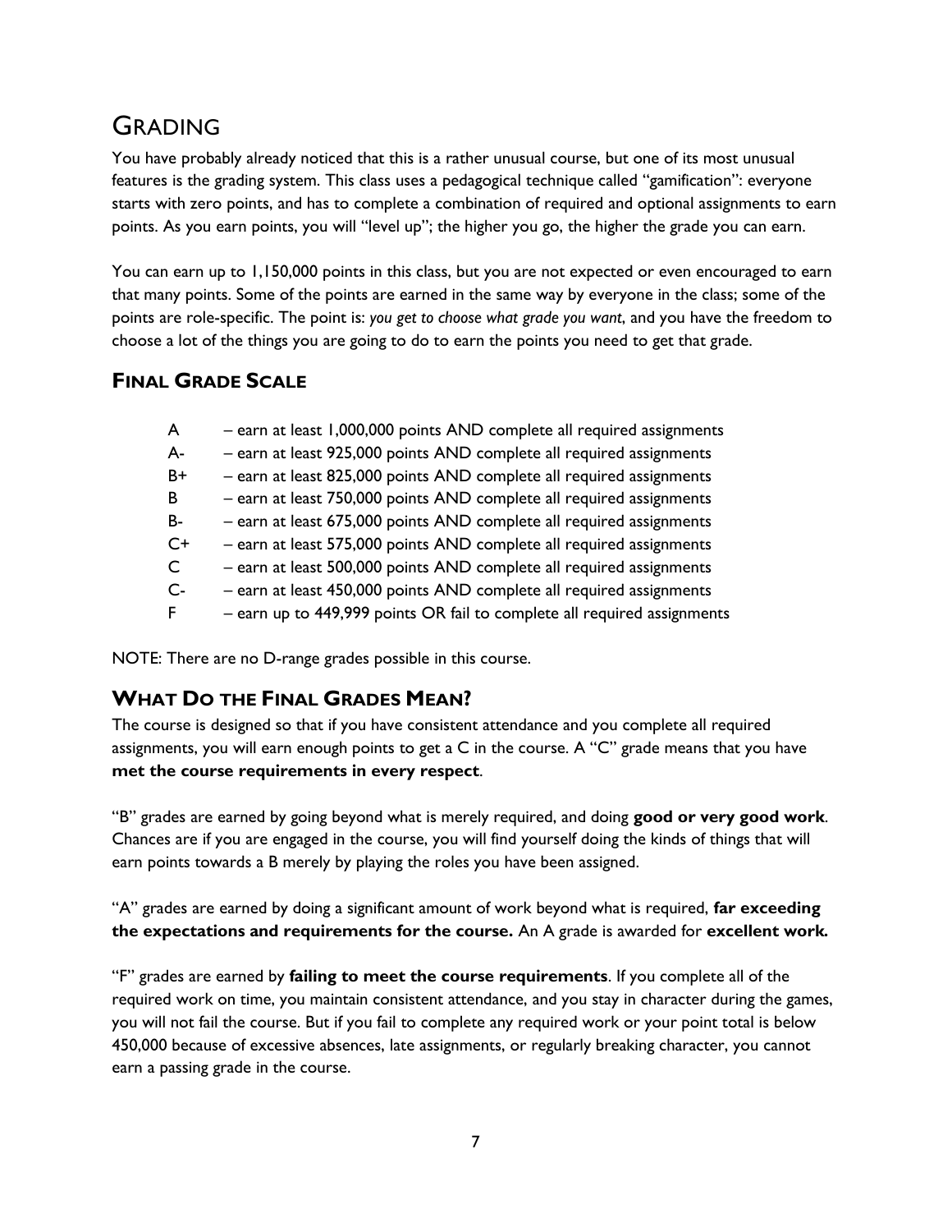## GRADING

You have probably already noticed that this is a rather unusual course, but one of its most unusual features is the grading system. This class uses a pedagogical technique called "gamification": everyone starts with zero points, and has to complete a combination of required and optional assignments to earn points. As you earn points, you will "level up"; the higher you go, the higher the grade you can earn.

You can earn up to 1,150,000 points in this class, but you are not expected or even encouraged to earn that many points. Some of the points are earned in the same way by everyone in the class; some of the points are role-specific. The point is: *you get to choose what grade you want*, and you have the freedom to choose a lot of the things you are going to do to earn the points you need to get that grade.

### FINAL GRADE SCALE

- A – earn at least 1,000,000 points AND complete all required assignments
- A- – earn at least 925,000 points AND complete all required assignments
- B+ – earn at least 825,000 points AND complete all required assignments
- B – earn at least 750,000 points AND complete all required assignments
- B- – earn at least 675,000 points AND complete all required assignments
- C+ – earn at least 575,000 points AND complete all required assignments
- C – earn at least 500,000 points AND complete all required assignments
- C- – earn at least 450,000 points AND complete all required assignments
- F – earn up to 449,999 points OR fail to complete all required assignments

NOTE: There are no D-range grades possible in this course.

### WHAT DO THE FINAL GRADES MEAN?

The course is designed so that if you have consistent attendance and you complete all required assignments, you will earn enough points to get a C in the course. A "C" grade means that you have **met the course requirements in every respect**.

"B" grades are earned by going beyond what is merely required, and doing **good or very good work**. Chances are if you are engaged in the course, you will find yourself doing the kinds of things that will earn points towards a B merely by playing the roles you have been assigned.

"A" grades are earned by doing a significant amount of work beyond what is required, **far exceeding the expectations and requirements for the course.** An A grade is awarded for **excellent work.**

"F" grades are earned by **failing to meet the course requirements**. If you complete all of the required work on time, you maintain consistent attendance, and you stay in character during the games, you will not fail the course. But if you fail to complete any required work or your point total is below 450,000 because of excessive absences, late assignments, or regularly breaking character, you cannot earn a passing grade in the course.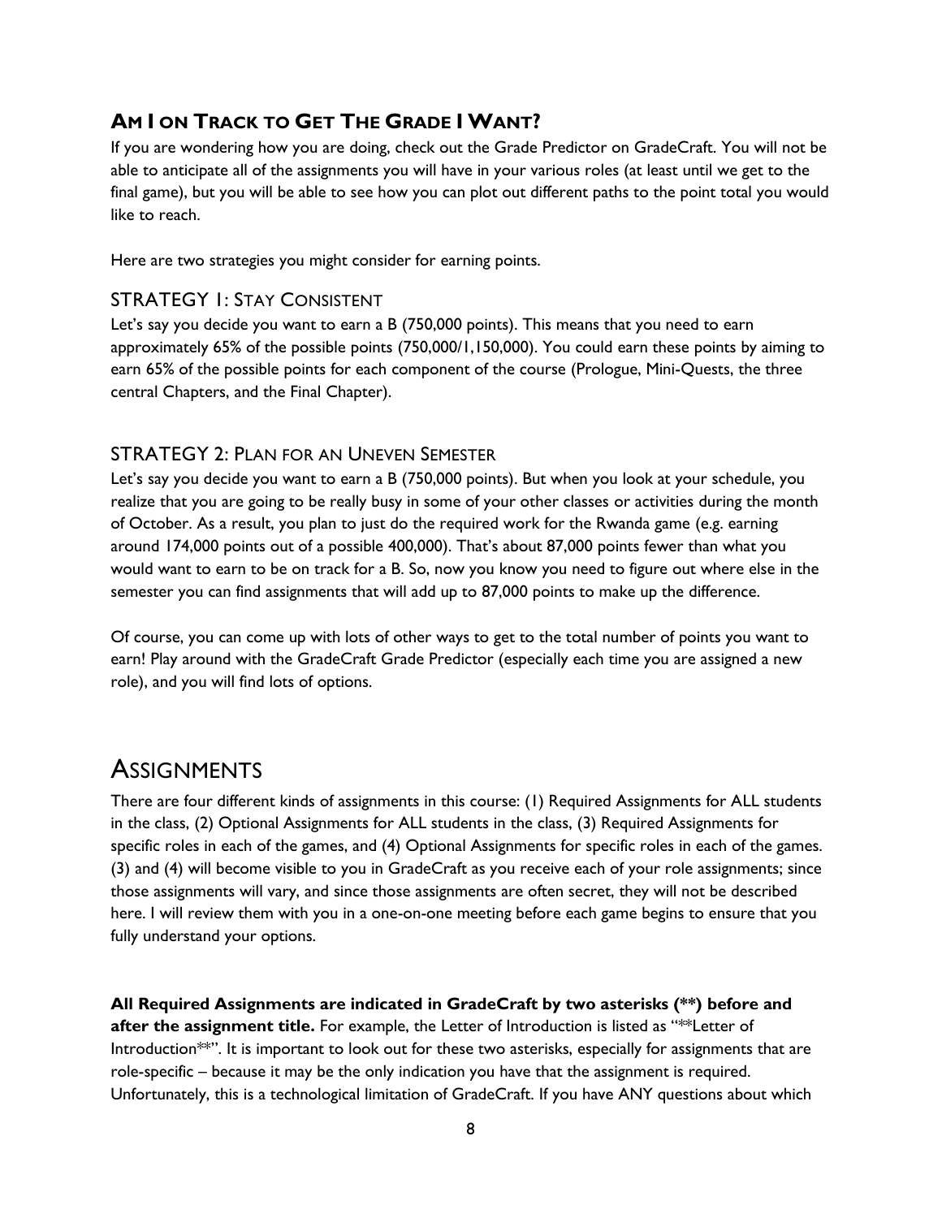## AM I ON TRACK TO GET THE GRADE I WANT?

If you are wondering how you are doing, check out the Grade Predictor on GradeCraft. You will not be able to anticipate all of the assignments you will have in your various roles (at least until we get to the final game), but you will be able to see how you can plot out different paths to the point total you would like to reach.

Here are two strategies you might consider for earning points.

### STRATEGY 1: STAY CONSISTENT

Let's say you decide you want to earn a B (750,000 points). This means that you need to earn approximately 65% of the possible points (750,000/1,150,000). You could earn these points by aiming to earn 65% of the possible points for each component of the course (Prologue, Mini-Quests, the three central Chapters, and the Final Chapter).

### STRATEGY 2: PLAN FOR AN UNEVEN SEMESTER

Let's say you decide you want to earn a B (750,000 points). But when you look at your schedule, you realize that you are going to be really busy in some of your other classes or activities during the month of October. As a result, you plan to just do the required work for the Rwanda game (e.g. earning around 174,000 points out of a possible 400,000). That's about 87,000 points fewer than what you would want to earn to be on track for a B. So, now you know you need to figure out where else in the semester you can find assignments that will add up to 87,000 points to make up the difference.

Of course, you can come up with lots of other ways to get to the total number of points you want to earn! Play around with the GradeCraft Grade Predictor (especially each time you are assigned a new role), and you will find lots of options.

# ASSIGNMENTS

There are four different kinds of assignments in this course: (1) Required Assignments for ALL students in the class, (2) Optional Assignments for ALL students in the class, (3) Required Assignments for specific roles in each of the games, and (4) Optional Assignments for specific roles in each of the games. (3) and (4) will become visible to you in GradeCraft as you receive each of your role assignments; since those assignments will vary, and since those assignments are often secret, they will not be described here. I will review them with you in a one-on-one meeting before each game begins to ensure that you fully understand your options.

**All Required Assignments are indicated in GradeCraft by two asterisks (**) before and after the assignment title.** For example, the Letter of Introduction is listed as "**Letter of Introduction**". It is important to look out for these two asterisks, especially for assignments that are role-specific – because it may be the only indication you have that the assignment is required. Unfortunately, this is a technological limitation of GradeCraft. If you have ANY questions about which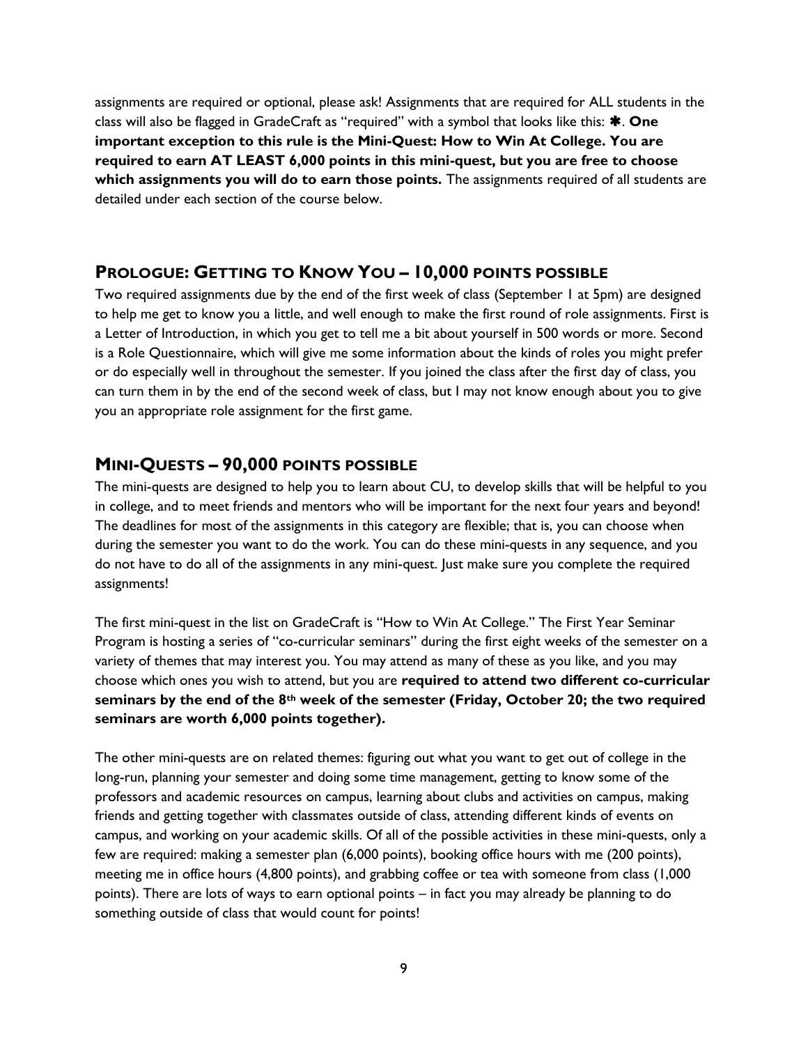assignments are required or optional, please ask! Assignments that are required for ALL students in the class will also be flagged in GradeCraft as "required" with a symbol that looks like this: ✱. **One important exception to this rule is the Mini-Quest: How to Win At College. You are required to earn AT LEAST 6,000 points in this mini-quest, but you are free to choose which assignments you will do to earn those points.** The assignments required of all students are detailed under each section of the course below.

## Prologue: Getting to Know You – 10,000 points possible

Two required assignments due by the end of the first week of class (September 1 at 5pm) are designed to help me get to know you a little, and well enough to make the first round of role assignments. First is a Letter of Introduction, in which you get to tell me a bit about yourself in 500 words or more. Second is a Role Questionnaire, which will give me some information about the kinds of roles you might prefer or do especially well in throughout the semester. If you joined the class after the first day of class, you can turn them in by the end of the second week of class, but I may not know enough about you to give you an appropriate role assignment for the first game.

## Mini-Quests – 90,000 points possible

The mini-quests are designed to help you to learn about CU, to develop skills that will be helpful to you in college, and to meet friends and mentors who will be important for the next four years and beyond! The deadlines for most of the assignments in this category are flexible; that is, you can choose when during the semester you want to do the work. You can do these mini-quests in any sequence, and you do not have to do all of the assignments in any mini-quest. Just make sure you complete the required assignments!

The first mini-quest in the list on GradeCraft is "How to Win At College." The First Year Seminar Program is hosting a series of "co-curricular seminars" during the first eight weeks of the semester on a variety of themes that may interest you. You may attend as many of these as you like, and you may choose which ones you wish to attend, but you are **required to attend two different co-curricular seminars by the end of the 8th week of the semester (Friday, October 20; the two required seminars are worth 6,000 points together).**

The other mini-quests are on related themes: figuring out what you want to get out of college in the long-run, planning your semester and doing some time management, getting to know some of the professors and academic resources on campus, learning about clubs and activities on campus, making friends and getting together with classmates outside of class, attending different kinds of events on campus, and working on your academic skills. Of all of the possible activities in these mini-quests, only a few are required: making a semester plan (6,000 points), booking office hours with me (200 points), meeting me in office hours (4,800 points), and grabbing coffee or tea with someone from class (1,000 points). There are lots of ways to earn optional points – in fact you may already be planning to do something outside of class that would count for points!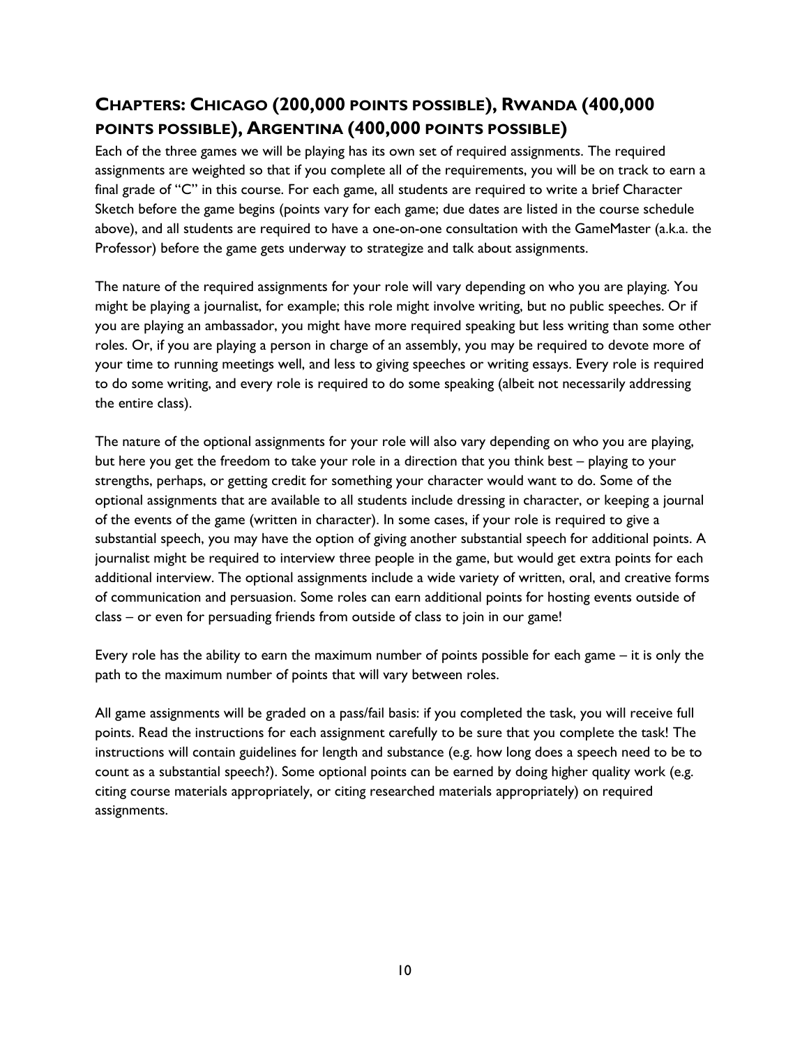## CHAPTERS: CHICAGO (200,000 POINTS POSSIBLE), RWANDA (400,000 POINTS POSSIBLE), ARGENTINA (400,000 POINTS POSSIBLE)

Each of the three games we will be playing has its own set of required assignments. The required assignments are weighted so that if you complete all of the requirements, you will be on track to earn a final grade of "C" in this course. For each game, all students are required to write a brief Character Sketch before the game begins (points vary for each game; due dates are listed in the course schedule above), and all students are required to have a one-on-one consultation with the GameMaster (a.k.a. the Professor) before the game gets underway to strategize and talk about assignments.

The nature of the required assignments for your role will vary depending on who you are playing. You might be playing a journalist, for example; this role might involve writing, but no public speeches. Or if you are playing an ambassador, you might have more required speaking but less writing than some other roles. Or, if you are playing a person in charge of an assembly, you may be required to devote more of your time to running meetings well, and less to giving speeches or writing essays. Every role is required to do some writing, and every role is required to do some speaking (albeit not necessarily addressing the entire class).

The nature of the optional assignments for your role will also vary depending on who you are playing, but here you get the freedom to take your role in a direction that you think best – playing to your strengths, perhaps, or getting credit for something your character would want to do. Some of the optional assignments that are available to all students include dressing in character, or keeping a journal of the events of the game (written in character). In some cases, if your role is required to give a substantial speech, you may have the option of giving another substantial speech for additional points. A journalist might be required to interview three people in the game, but would get extra points for each additional interview. The optional assignments include a wide variety of written, oral, and creative forms of communication and persuasion. Some roles can earn additional points for hosting events outside of class – or even for persuading friends from outside of class to join in our game!

Every role has the ability to earn the maximum number of points possible for each game – it is only the path to the maximum number of points that will vary between roles.

All game assignments will be graded on a pass/fail basis: if you completed the task, you will receive full points. Read the instructions for each assignment carefully to be sure that you complete the task! The instructions will contain guidelines for length and substance (e.g. how long does a speech need to be to count as a substantial speech?). Some optional points can be earned by doing higher quality work (e.g. citing course materials appropriately, or citing researched materials appropriately) on required assignments.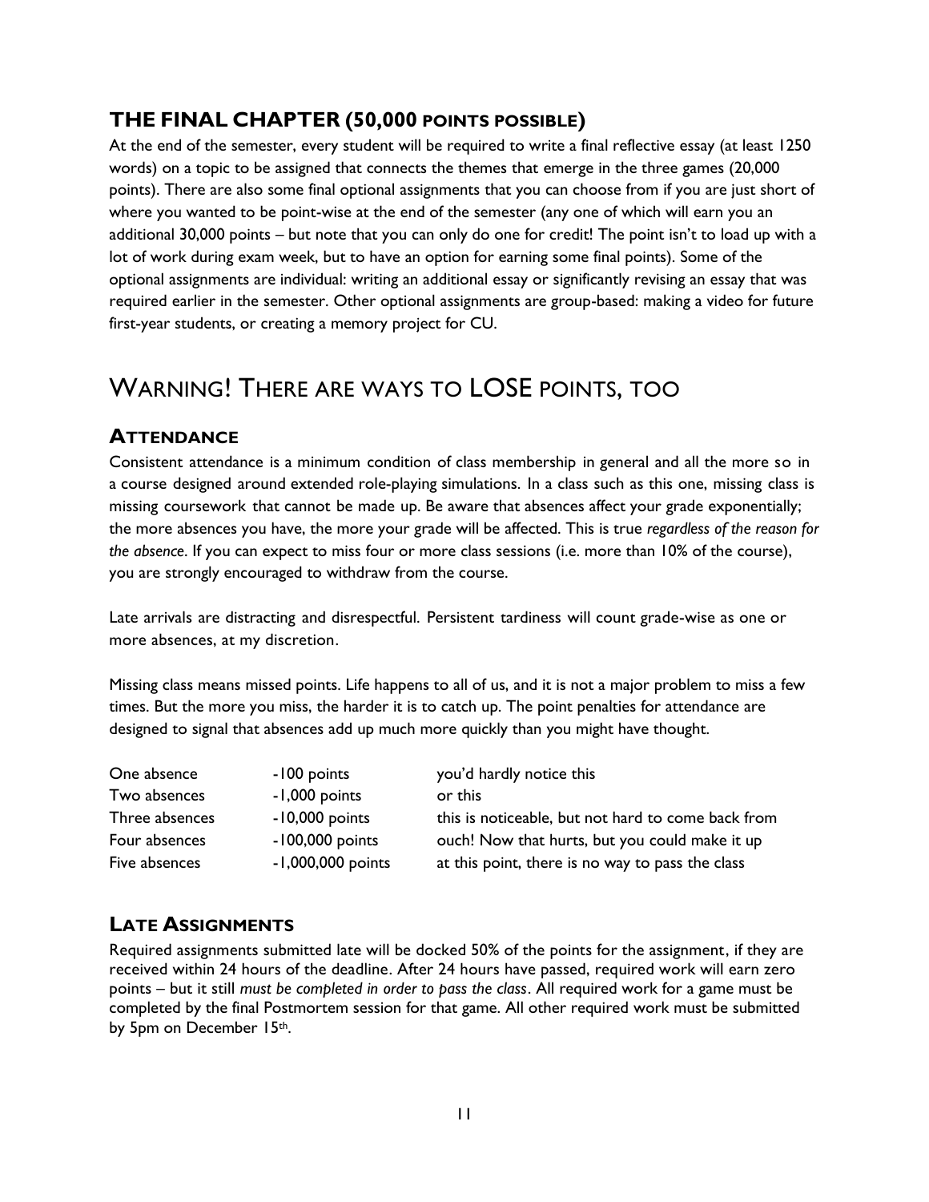## THE FINAL CHAPTER (50,000 POINTS POSSIBLE)

At the end of the semester, every student will be required to write a final reflective essay (at least 1250 words) on a topic to be assigned that connects the themes that emerge in the three games (20,000 points). There are also some final optional assignments that you can choose from if you are just short of where you wanted to be point-wise at the end of the semester (any one of which will earn you an additional 30,000 points – but note that you can only do one for credit! The point isn't to load up with a lot of work during exam week, but to have an option for earning some final points). Some of the optional assignments are individual: writing an additional essay or significantly revising an essay that was required earlier in the semester. Other optional assignments are group-based: making a video for future first-year students, or creating a memory project for CU.

# WARNING! THERE ARE WAYS TO LOSE POINTS, TOO

## ATTENDANCE

Consistent attendance is a minimum condition of class membership in general and all the more so in a course designed around extended role-playing simulations. In a class such as this one, missing class is missing coursework that cannot be made up. Be aware that absences affect your grade exponentially; the more absences you have, the more your grade will be affected. This is true *regardless of the reason for the absence*. If you can expect to miss four or more class sessions (i.e. more than 10% of the course), you are strongly encouraged to withdraw from the course.

Late arrivals are distracting and disrespectful. Persistent tardiness will count grade-wise as one or more absences, at my discretion.

Missing class means missed points. Life happens to all of us, and it is not a major problem to miss a few times. But the more you miss, the harder it is to catch up. The point penalties for attendance are designed to signal that absences add up much more quickly than you might have thought.

| | | |
|---|---|---|
| One absence | -100 points | you'd hardly notice this |
| Two absences | -1,000 points | or this |
| Three absences | -10,000 points | this is noticeable, but not hard to come back from |
| Four absences | -100,000 points | ouch! Now that hurts, but you could make it up |
| Five absences | -1,000,000 points | at this point, there is no way to pass the class |

## LATE ASSIGNMENTS

Required assignments submitted late will be docked 50% of the points for the assignment, if they are received within 24 hours of the deadline. After 24 hours have passed, required work will earn zero points – but it still *must be completed in order to pass the class*. All required work for a game must be completed by the final Postmortem session for that game. All other required work must be submitted by 5pm on December 15th.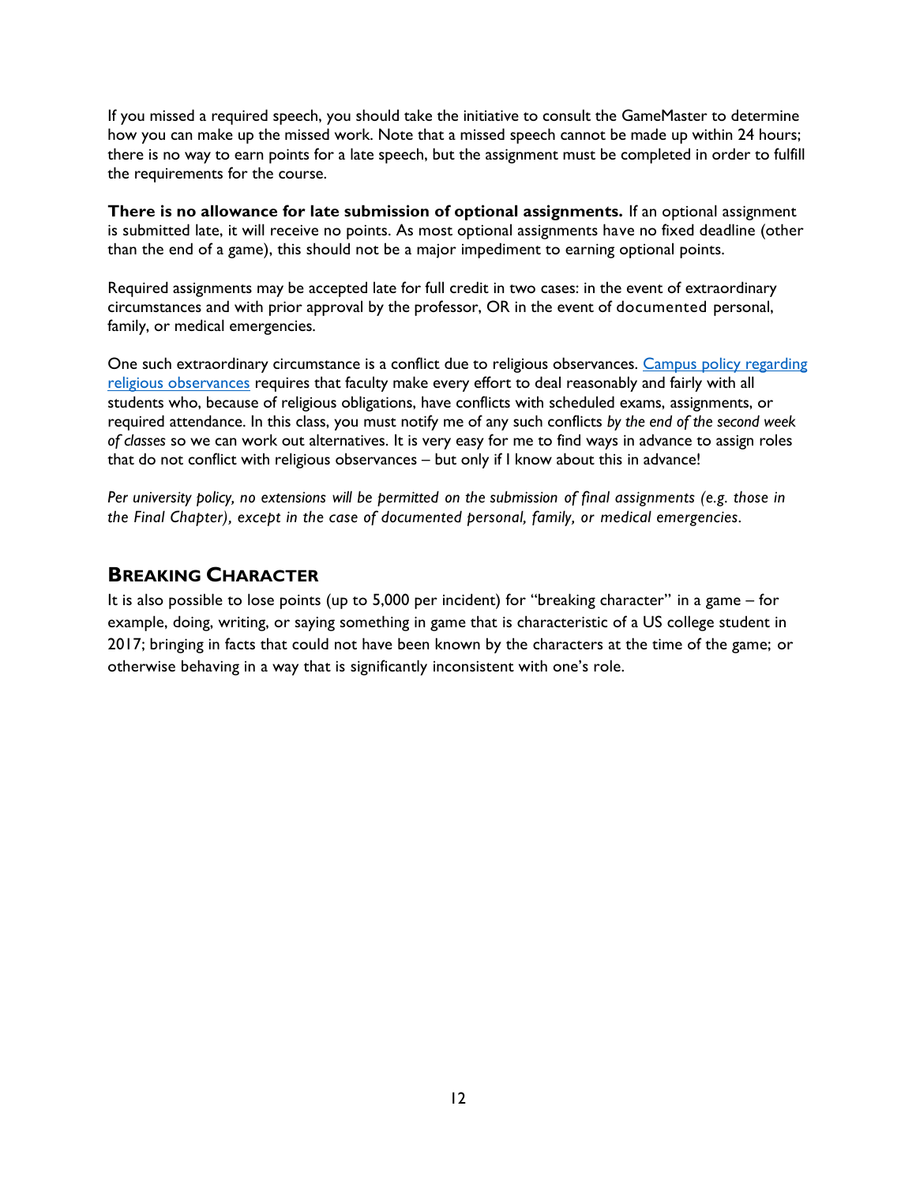If you missed a required speech, you should take the initiative to consult the GameMaster to determine how you can make up the missed work. Note that a missed speech cannot be made up within 24 hours; there is no way to earn points for a late speech, but the assignment must be completed in order to fulfill the requirements for the course.

**There is no allowance for late submission of optional assignments.** If an optional assignment is submitted late, it will receive no points. As most optional assignments have no fixed deadline (other than the end of a game), this should not be a major impediment to earning optional points.

Required assignments may be accepted late for full credit in two cases: in the event of extraordinary circumstances and with prior approval by the professor, OR in the event of documented personal, family, or medical emergencies.

One such extraordinary circumstance is a conflict due to religious observances. Campus policy regarding religious observances requires that faculty make every effort to deal reasonably and fairly with all students who, because of religious obligations, have conflicts with scheduled exams, assignments, or required attendance. In this class, you must notify me of any such conflicts *by the end of the second week of classes* so we can work out alternatives. It is very easy for me to find ways in advance to assign roles that do not conflict with religious observances – but only if I know about this in advance!

*Per university policy, no extensions will be permitted on the submission of final assignments (e.g. those in the Final Chapter), except in the case of documented personal, family, or medical emergencies.*

## Breaking Character

It is also possible to lose points (up to 5,000 per incident) for "breaking character" in a game – for example, doing, writing, or saying something in game that is characteristic of a US college student in 2017; bringing in facts that could not have been known by the characters at the time of the game; or otherwise behaving in a way that is significantly inconsistent with one's role.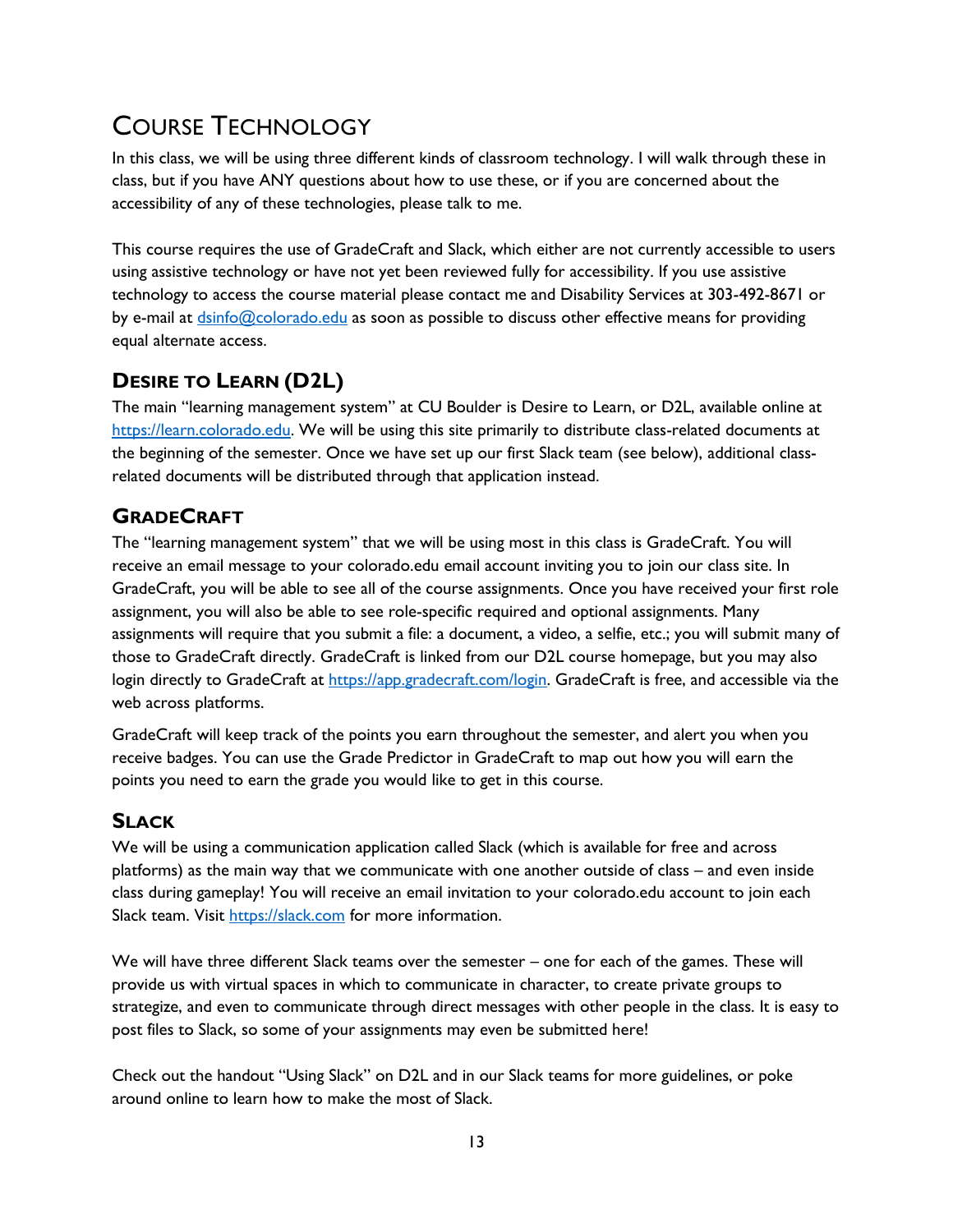# Course Technology

In this class, we will be using three different kinds of classroom technology. I will walk through these in class, but if you have ANY questions about how to use these, or if you are concerned about the accessibility of any of these technologies, please talk to me.

This course requires the use of GradeCraft and Slack, which either are not currently accessible to users using assistive technology or have not yet been reviewed fully for accessibility. If you use assistive technology to access the course material please contact me and Disability Services at 303-492-8671 or by e-mail at [dsinfo@colorado.edu](mailto:dsinfo@colorado.edu) as soon as possible to discuss other effective means for providing equal alternate access.

## Desire to Learn (D2L)

The main "learning management system" at CU Boulder is Desire to Learn, or D2L, available online at [https://learn.colorado.edu](https://learn.colorado.edu). We will be using this site primarily to distribute class-related documents at the beginning of the semester. Once we have set up our first Slack team (see below), additional class-related documents will be distributed through that application instead.

## GradeCraft

The "learning management system" that we will be using most in this class is GradeCraft. You will receive an email message to your colorado.edu email account inviting you to join our class site. In GradeCraft, you will be able to see all of the course assignments. Once you have received your first role assignment, you will also be able to see role-specific required and optional assignments. Many assignments will require that you submit a file: a document, a video, a selfie, etc.; you will submit many of those to GradeCraft directly. GradeCraft is linked from our D2L course homepage, but you may also login directly to GradeCraft at [https://app.gradecraft.com/login](https://app.gradecraft.com/login). GradeCraft is free, and accessible via the web across platforms.

GradeCraft will keep track of the points you earn throughout the semester, and alert you when you receive badges. You can use the Grade Predictor in GradeCraft to map out how you will earn the points you need to earn the grade you would like to get in this course.

## Slack

We will be using a communication application called Slack (which is available for free and across platforms) as the main way that we communicate with one another outside of class – and even inside class during gameplay! You will receive an email invitation to your colorado.edu account to join each Slack team. Visit [https://slack.com](https://slack.com) for more information.

We will have three different Slack teams over the semester – one for each of the games. These will provide us with virtual spaces in which to communicate in character, to create private groups to strategize, and even to communicate through direct messages with other people in the class. It is easy to post files to Slack, so some of your assignments may even be submitted here!

Check out the handout "Using Slack" on D2L and in our Slack teams for more guidelines, or poke around online to learn how to make the most of Slack.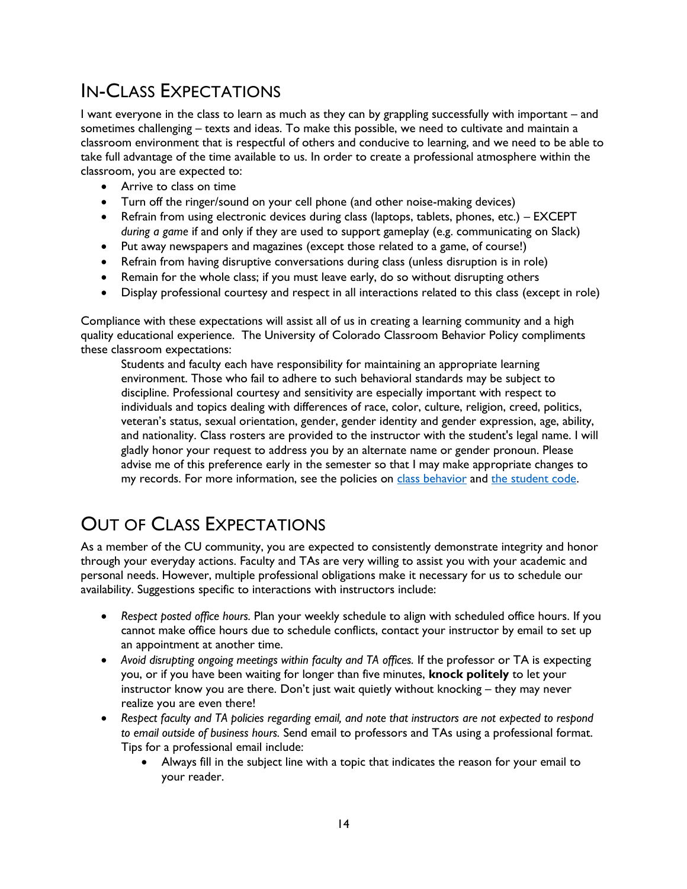## In-Class Expectations

I want everyone in the class to learn as much as they can by grappling successfully with important – and sometimes challenging – texts and ideas. To make this possible, we need to cultivate and maintain a classroom environment that is respectful of others and conducive to learning, and we need to be able to take full advantage of the time available to us. In order to create a professional atmosphere within the classroom, you are expected to:

- Arrive to class on time
- Turn off the ringer/sound on your cell phone (and other noise-making devices)
- Refrain from using electronic devices during class (laptops, tablets, phones, etc.) – EXCEPT *during a game* if and only if they are used to support gameplay (e.g. communicating on Slack)
- Put away newspapers and magazines (except those related to a game, of course!)
- Refrain from having disruptive conversations during class (unless disruption is in role)
- Remain for the whole class; if you must leave early, do so without disrupting others
- Display professional courtesy and respect in all interactions related to this class (except in role)

Compliance with these expectations will assist all of us in creating a learning community and a high quality educational experience. The University of Colorado Classroom Behavior Policy compliments these classroom expectations:

> Students and faculty each have responsibility for maintaining an appropriate learning environment. Those who fail to adhere to such behavioral standards may be subject to discipline. Professional courtesy and sensitivity are especially important with respect to individuals and topics dealing with differences of race, color, culture, religion, creed, politics, veteran's status, sexual orientation, gender, gender identity and gender expression, age, ability, and nationality. Class rosters are provided to the instructor with the student's legal name. I will gladly honor your request to address you by an alternate name or gender pronoun. Please advise me of this preference early in the semester so that I may make appropriate changes to my records. For more information, see the policies on class behavior and the student code.

## Out of Class Expectations

As a member of the CU community, you are expected to consistently demonstrate integrity and honor through your everyday actions. Faculty and TAs are very willing to assist you with your academic and personal needs. However, multiple professional obligations make it necessary for us to schedule our availability. Suggestions specific to interactions with instructors include:

- *Respect posted office hours.* Plan your weekly schedule to align with scheduled office hours. If you cannot make office hours due to schedule conflicts, contact your instructor by email to set up an appointment at another time.
- *Avoid disrupting ongoing meetings within faculty and TA offices.* If the professor or TA is expecting you, or if you have been waiting for longer than five minutes, **knock politely** to let your instructor know you are there. Don't just wait quietly without knocking – they may never realize you are even there!
- *Respect faculty and TA policies regarding email, and note that instructors are not expected to respond to email outside of business hours.* Send email to professors and TAs using a professional format. Tips for a professional email include:
    - Always fill in the subject line with a topic that indicates the reason for your email to your reader.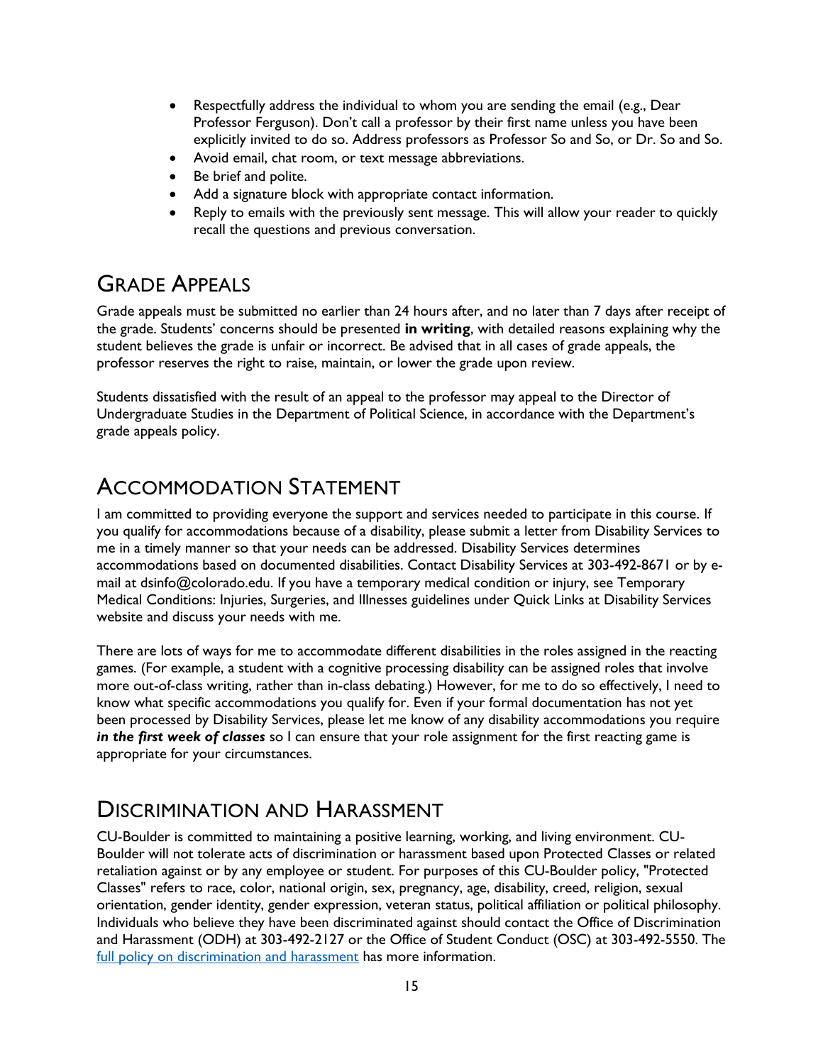- Respectfully address the individual to whom you are sending the email (e.g., Dear Professor Ferguson). Don't call a professor by their first name unless you have been explicitly invited to do so. Address professors as Professor So and So, or Dr. So and So.
- Avoid email, chat room, or text message abbreviations.
- Be brief and polite.
- Add a signature block with appropriate contact information.
- Reply to emails with the previously sent message. This will allow your reader to quickly recall the questions and previous conversation.

## Grade Appeals

Grade appeals must be submitted no earlier than 24 hours after, and no later than 7 days after receipt of the grade. Students' concerns should be presented **in writing**, with detailed reasons explaining why the student believes the grade is unfair or incorrect. Be advised that in all cases of grade appeals, the professor reserves the right to raise, maintain, or lower the grade upon review.

Students dissatisfied with the result of an appeal to the professor may appeal to the Director of Undergraduate Studies in the Department of Political Science, in accordance with the Department's grade appeals policy.

## Accommodation Statement

I am committed to providing everyone the support and services needed to participate in this course. If you qualify for accommodations because of a disability, please submit a letter from Disability Services to me in a timely manner so that your needs can be addressed. Disability Services determines accommodations based on documented disabilities. Contact Disability Services at 303-492-8671 or by e-mail at dsinfo@colorado.edu. If you have a temporary medical condition or injury, see Temporary Medical Conditions: Injuries, Surgeries, and Illnesses guidelines under Quick Links at Disability Services website and discuss your needs with me.

There are lots of ways for me to accommodate different disabilities in the roles assigned in the reacting games. (For example, a student with a cognitive processing disability can be assigned roles that involve more out-of-class writing, rather than in-class debating.) However, for me to do so effectively, I need to know what specific accommodations you qualify for. Even if your formal documentation has not yet been processed by Disability Services, please let me know of any disability accommodations you require ***in the first week of classes*** so I can ensure that your role assignment for the first reacting game is appropriate for your circumstances.

## Discrimination and Harassment

CU-Boulder is committed to maintaining a positive learning, working, and living environment. CU-Boulder will not tolerate acts of discrimination or harassment based upon Protected Classes or related retaliation against or by any employee or student. For purposes of this CU-Boulder policy, "Protected Classes" refers to race, color, national origin, sex, pregnancy, age, disability, creed, religion, sexual orientation, gender identity, gender expression, veteran status, political affiliation or political philosophy. Individuals who believe they have been discriminated against should contact the Office of Discrimination and Harassment (ODH) at 303-492-2127 or the Office of Student Conduct (OSC) at 303-492-5550. The full policy on discrimination and harassment has more information.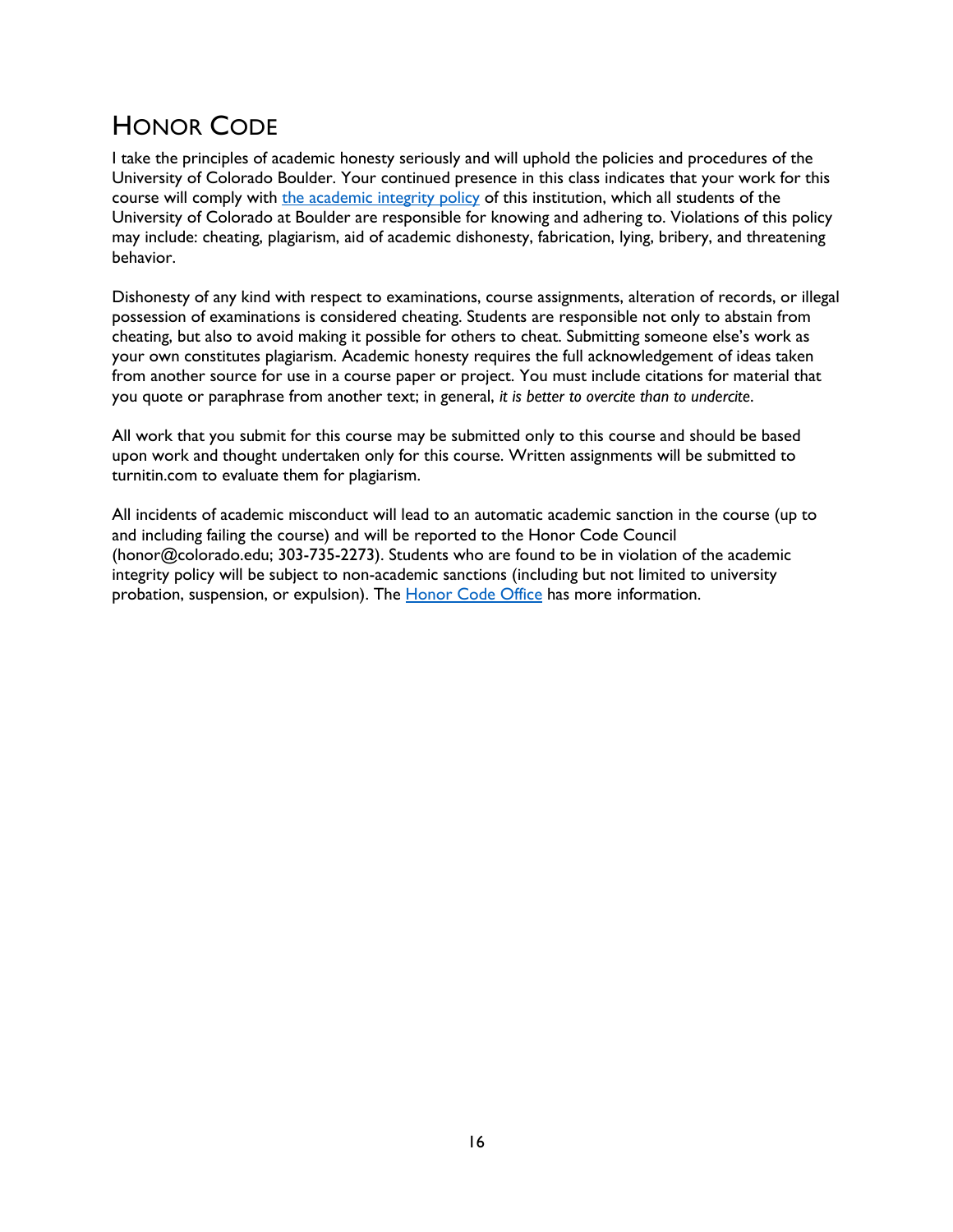# HONOR CODE

I take the principles of academic honesty seriously and will uphold the policies and procedures of the University of Colorado Boulder. Your continued presence in this class indicates that your work for this course will comply with [the academic integrity policy]() of this institution, which all students of the University of Colorado at Boulder are responsible for knowing and adhering to. Violations of this policy may include: cheating, plagiarism, aid of academic dishonesty, fabrication, lying, bribery, and threatening behavior.

Dishonesty of any kind with respect to examinations, course assignments, alteration of records, or illegal possession of examinations is considered cheating. Students are responsible not only to abstain from cheating, but also to avoid making it possible for others to cheat. Submitting someone else's work as your own constitutes plagiarism. Academic honesty requires the full acknowledgement of ideas taken from another source for use in a course paper or project. You must include citations for material that you quote or paraphrase from another text; in general, *it is better to overcite than to undercite*.

All work that you submit for this course may be submitted only to this course and should be based upon work and thought undertaken only for this course. Written assignments will be submitted to turnitin.com to evaluate them for plagiarism.

All incidents of academic misconduct will lead to an automatic academic sanction in the course (up to and including failing the course) and will be reported to the Honor Code Council (honor@colorado.edu; 303-735-2273). Students who are found to be in violation of the academic integrity policy will be subject to non-academic sanctions (including but not limited to university probation, suspension, or expulsion). The [Honor Code Office]() has more information.